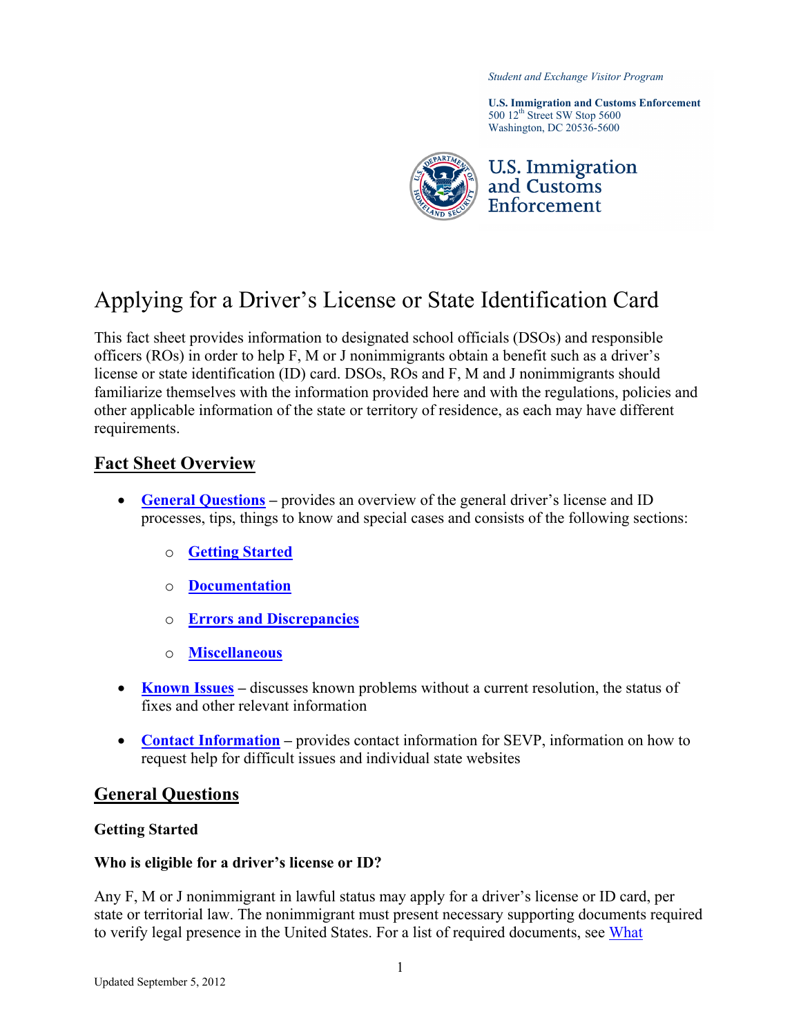*Student and Exchange Visitor Program*

**U.S. Immigration and Customs Enforcement**
500 12th Street SW Stop 5600
Washington, DC 20536-5600

U.S. Immigration and Customs Enforcement

# Applying for a Driver's License or State Identification Card

This fact sheet provides information to designated school officials (DSOs) and responsible officers (ROs) in order to help F, M or J nonimmigrants obtain a benefit such as a driver's license or state identification (ID) card. DSOs, ROs and F, M and J nonimmigrants should familiarize themselves with the information provided here and with the regulations, policies and other applicable information of the state or territory of residence, as each may have different requirements.

## Fact Sheet Overview

- **General Questions** – provides an overview of the general driver's license and ID processes, tips, things to know and special cases and consists of the following sections:
  - **Getting Started**
  - **Documentation**
  - **Errors and Discrepancies**
  - **Miscellaneous**
- **Known Issues** – discusses known problems without a current resolution, the status of fixes and other relevant information
- **Contact Information** – provides contact information for SEVP, information on how to request help for difficult issues and individual state websites

## General Questions

### Getting Started

#### Who is eligible for a driver's license or ID?

Any F, M or J nonimmigrant in lawful status may apply for a driver's license or ID card, per state or territorial law. The nonimmigrant must present necessary supporting documents required to verify legal presence in the United States. For a list of required documents, see What

Updated September 5, 2012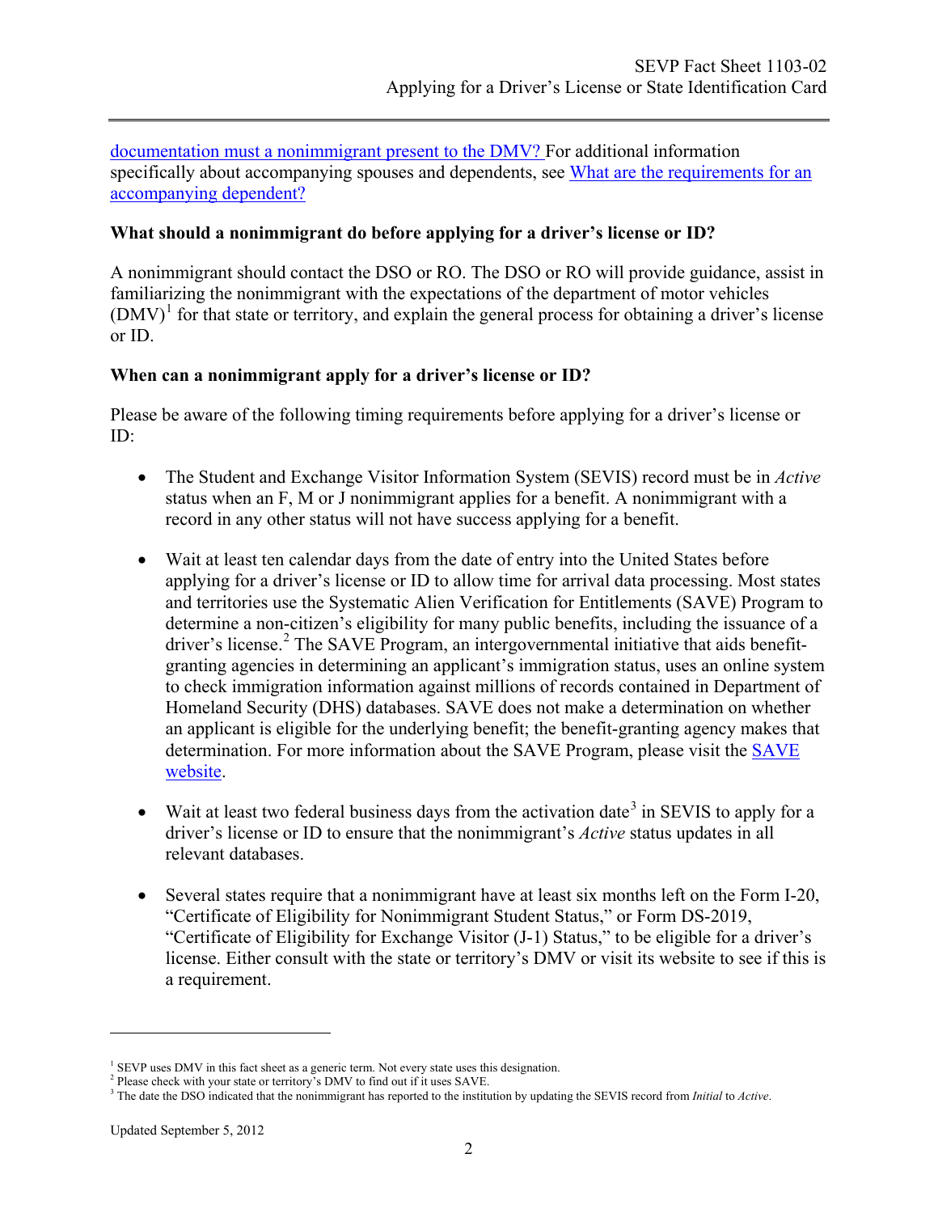documentation must a nonimmigrant present to the DMV? For additional information specifically about accompanying spouses and dependents, see What are the requirements for an accompanying dependent?

### What should a nonimmigrant do before applying for a driver's license or ID?

A nonimmigrant should contact the DSO or RO. The DSO or RO will provide guidance, assist in familiarizing the nonimmigrant with the expectations of the department of motor vehicles (DMV)[1] for that state or territory, and explain the general process for obtaining a driver's license or ID.

### When can a nonimmigrant apply for a driver's license or ID?

Please be aware of the following timing requirements before applying for a driver's license or ID:

- The Student and Exchange Visitor Information System (SEVIS) record must be in *Active* status when an F, M or J nonimmigrant applies for a benefit. A nonimmigrant with a record in any other status will not have success applying for a benefit.

- Wait at least ten calendar days from the date of entry into the United States before applying for a driver's license or ID to allow time for arrival data processing. Most states and territories use the Systematic Alien Verification for Entitlements (SAVE) Program to determine a non-citizen's eligibility for many public benefits, including the issuance of a driver's license.[2] The SAVE Program, an intergovernmental initiative that aids benefit-granting agencies in determining an applicant's immigration status, uses an online system to check immigration information against millions of records contained in Department of Homeland Security (DHS) databases. SAVE does not make a determination on whether an applicant is eligible for the underlying benefit; the benefit-granting agency makes that determination. For more information about the SAVE Program, please visit the SAVE website.

- Wait at least two federal business days from the activation date[3] in SEVIS to apply for a driver's license or ID to ensure that the nonimmigrant's *Active* status updates in all relevant databases.

- Several states require that a nonimmigrant have at least six months left on the Form I-20, "Certificate of Eligibility for Nonimmigrant Student Status," or Form DS-2019, "Certificate of Eligibility for Exchange Visitor (J-1) Status," to be eligible for a driver's license. Either consult with the state or territory's DMV or visit its website to see if this is a requirement.

---

[1] SEVP uses DMV in this fact sheet as a generic term. Not every state uses this designation.

[2] Please check with your state or territory's DMV to find out if it uses SAVE.

[3] The date the DSO indicated that the nonimmigrant has reported to the institution by updating the SEVIS record from *Initial* to *Active*.

Updated September 5, 2012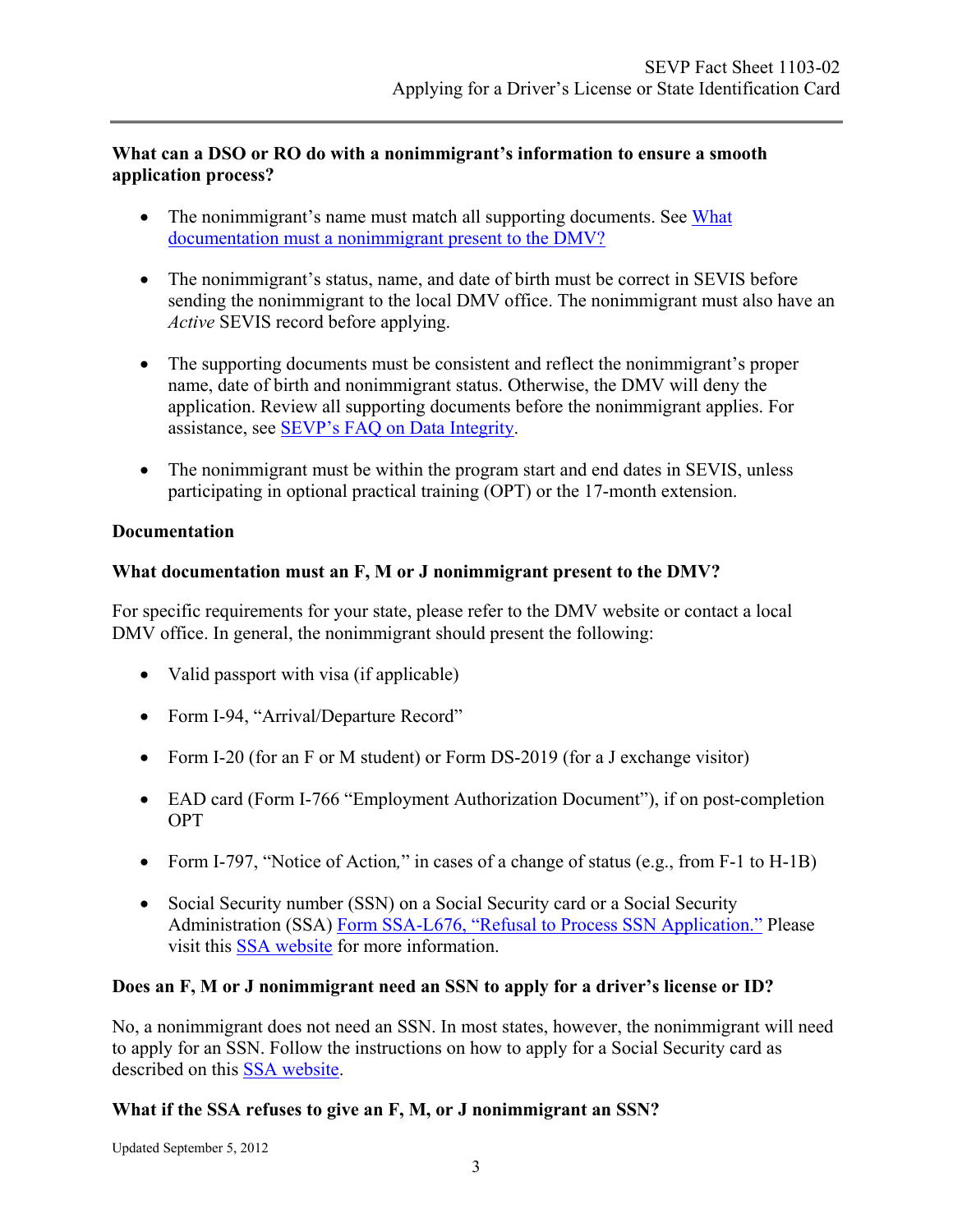**What can a DSO or RO do with a nonimmigrant's information to ensure a smooth application process?**

- The nonimmigrant's name must match all supporting documents. See [What documentation must a nonimmigrant present to the DMV?](#)
- The nonimmigrant's status, name, and date of birth must be correct in SEVIS before sending the nonimmigrant to the local DMV office. The nonimmigrant must also have an *Active* SEVIS record before applying.
- The supporting documents must be consistent and reflect the nonimmigrant's proper name, date of birth and nonimmigrant status. Otherwise, the DMV will deny the application. Review all supporting documents before the nonimmigrant applies. For assistance, see [SEVP's FAQ on Data Integrity](#).
- The nonimmigrant must be within the program start and end dates in SEVIS, unless participating in optional practical training (OPT) or the 17-month extension.

## Documentation

**What documentation must an F, M or J nonimmigrant present to the DMV?**

For specific requirements for your state, please refer to the DMV website or contact a local DMV office. In general, the nonimmigrant should present the following:

- Valid passport with visa (if applicable)
- Form I-94, "Arrival/Departure Record"
- Form I-20 (for an F or M student) or Form DS-2019 (for a J exchange visitor)
- EAD card (Form I-766 "Employment Authorization Document"), if on post-completion OPT
- Form I-797, "Notice of Action," in cases of a change of status (e.g., from F-1 to H-1B)
- Social Security number (SSN) on a Social Security card or a Social Security Administration (SSA) [Form SSA-L676, "Refusal to Process SSN Application."](#) Please visit this [SSA website](#) for more information.

**Does an F, M or J nonimmigrant need an SSN to apply for a driver's license or ID?**

No, a nonimmigrant does not need an SSN. In most states, however, the nonimmigrant will need to apply for an SSN. Follow the instructions on how to apply for a Social Security card as described on this [SSA website](#).

**What if the SSA refuses to give an F, M, or J nonimmigrant an SSN?**

Updated September 5, 2012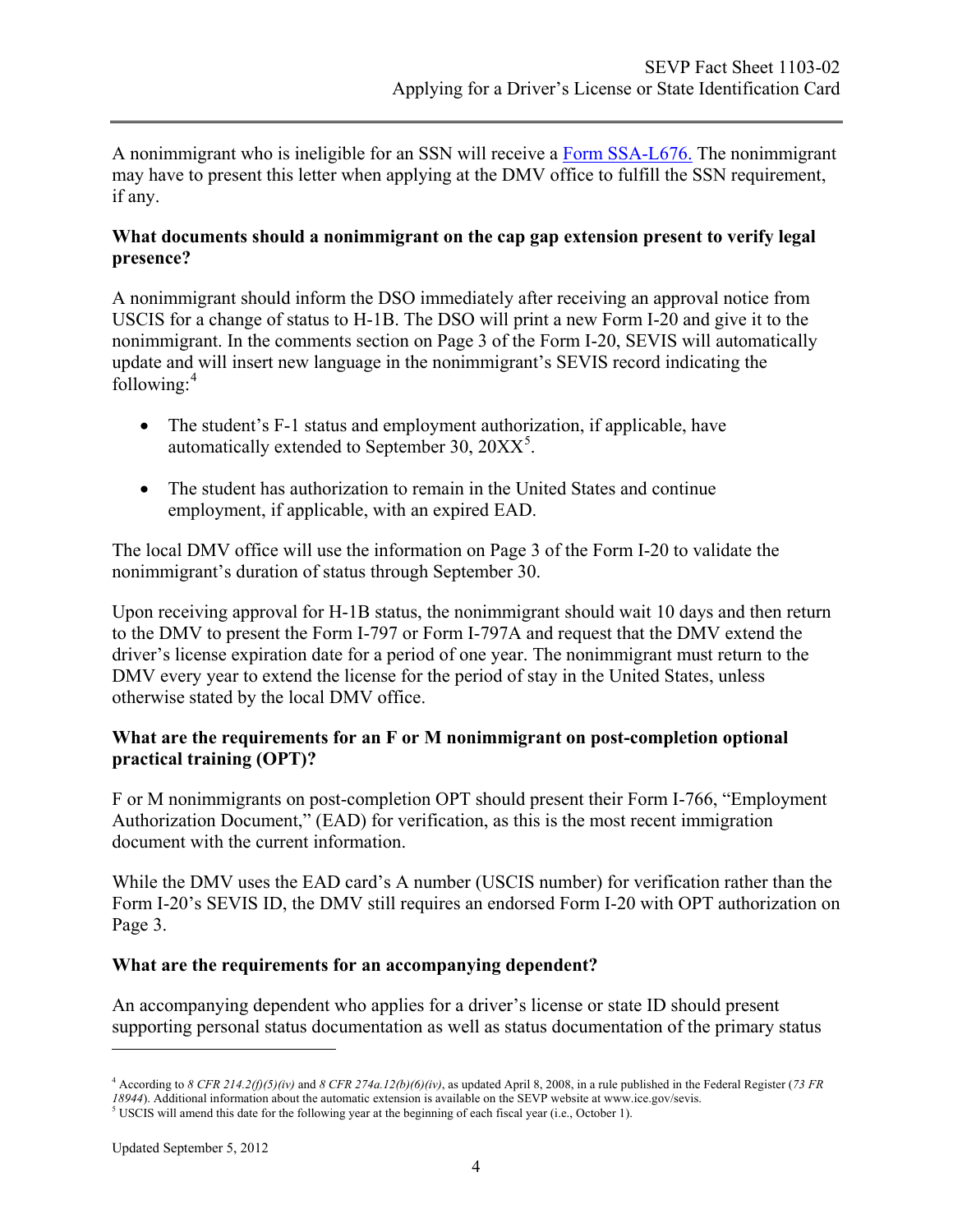A nonimmigrant who is ineligible for an SSN will receive a Form SSA-L676. The nonimmigrant may have to present this letter when applying at the DMV office to fulfill the SSN requirement, if any.

### What documents should a nonimmigrant on the cap gap extension present to verify legal presence?

A nonimmigrant should inform the DSO immediately after receiving an approval notice from USCIS for a change of status to H-1B. The DSO will print a new Form I-20 and give it to the nonimmigrant. In the comments section on Page 3 of the Form I-20, SEVIS will automatically update and will insert new language in the nonimmigrant's SEVIS record indicating the following:[4]

- The student's F-1 status and employment authorization, if applicable, have automatically extended to September 30, 20XX[5].
- The student has authorization to remain in the United States and continue employment, if applicable, with an expired EAD.

The local DMV office will use the information on Page 3 of the Form I-20 to validate the nonimmigrant's duration of status through September 30.

Upon receiving approval for H-1B status, the nonimmigrant should wait 10 days and then return to the DMV to present the Form I-797 or Form I-797A and request that the DMV extend the driver's license expiration date for a period of one year. The nonimmigrant must return to the DMV every year to extend the license for the period of stay in the United States, unless otherwise stated by the local DMV office.

### What are the requirements for an F or M nonimmigrant on post-completion optional practical training (OPT)?

F or M nonimmigrants on post-completion OPT should present their Form I-766, "Employment Authorization Document," (EAD) for verification, as this is the most recent immigration document with the current information.

While the DMV uses the EAD card's A number (USCIS number) for verification rather than the Form I-20's SEVIS ID, the DMV still requires an endorsed Form I-20 with OPT authorization on Page 3.

### What are the requirements for an accompanying dependent?

An accompanying dependent who applies for a driver's license or state ID should present supporting personal status documentation as well as status documentation of the primary status

---

[4] According to *8 CFR 214.2(f)(5)(iv)* and *8 CFR 274a.12(b)(6)(iv)*, as updated April 8, 2008, in a rule published in the Federal Register (*73 FR 18944*). Additional information about the automatic extension is available on the SEVP website at www.ice.gov/sevis.

[5] USCIS will amend this date for the following year at the beginning of each fiscal year (i.e., October 1).

Updated September 5, 2012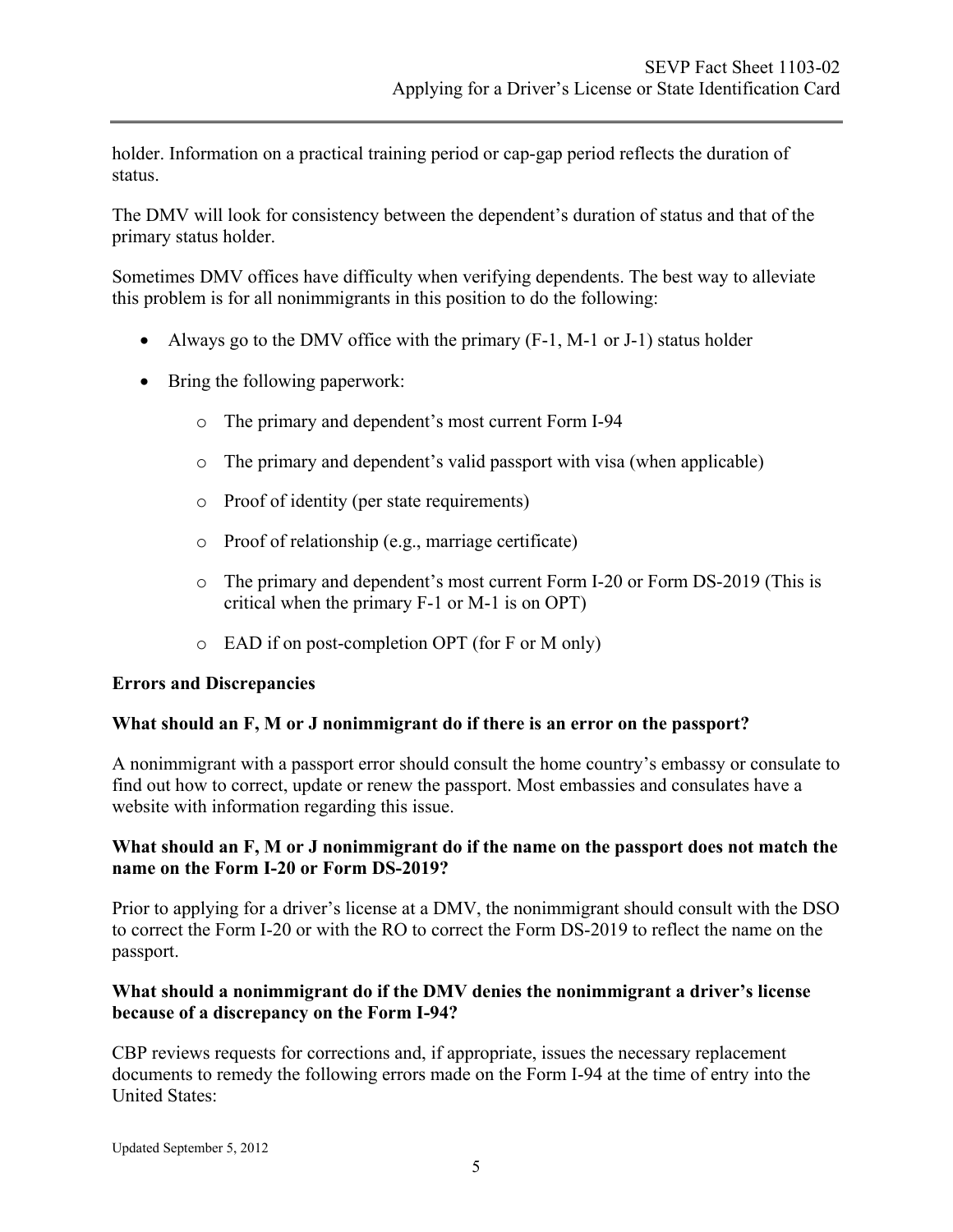holder. Information on a practical training period or cap-gap period reflects the duration of status.

The DMV will look for consistency between the dependent's duration of status and that of the primary status holder.

Sometimes DMV offices have difficulty when verifying dependents. The best way to alleviate this problem is for all nonimmigrants in this position to do the following:

- Always go to the DMV office with the primary (F-1, M-1 or J-1) status holder
- Bring the following paperwork:
  - The primary and dependent's most current Form I-94
  - The primary and dependent's valid passport with visa (when applicable)
  - Proof of identity (per state requirements)
  - Proof of relationship (e.g., marriage certificate)
  - The primary and dependent's most current Form I-20 or Form DS-2019 (This is critical when the primary F-1 or M-1 is on OPT)
  - EAD if on post-completion OPT (for F or M only)

**Errors and Discrepancies**

**What should an F, M or J nonimmigrant do if there is an error on the passport?**

A nonimmigrant with a passport error should consult the home country's embassy or consulate to find out how to correct, update or renew the passport. Most embassies and consulates have a website with information regarding this issue.

**What should an F, M or J nonimmigrant do if the name on the passport does not match the name on the Form I-20 or Form DS-2019?**

Prior to applying for a driver's license at a DMV, the nonimmigrant should consult with the DSO to correct the Form I-20 or with the RO to correct the Form DS-2019 to reflect the name on the passport.

**What should a nonimmigrant do if the DMV denies the nonimmigrant a driver's license because of a discrepancy on the Form I-94?**

CBP reviews requests for corrections and, if appropriate, issues the necessary replacement documents to remedy the following errors made on the Form I-94 at the time of entry into the United States: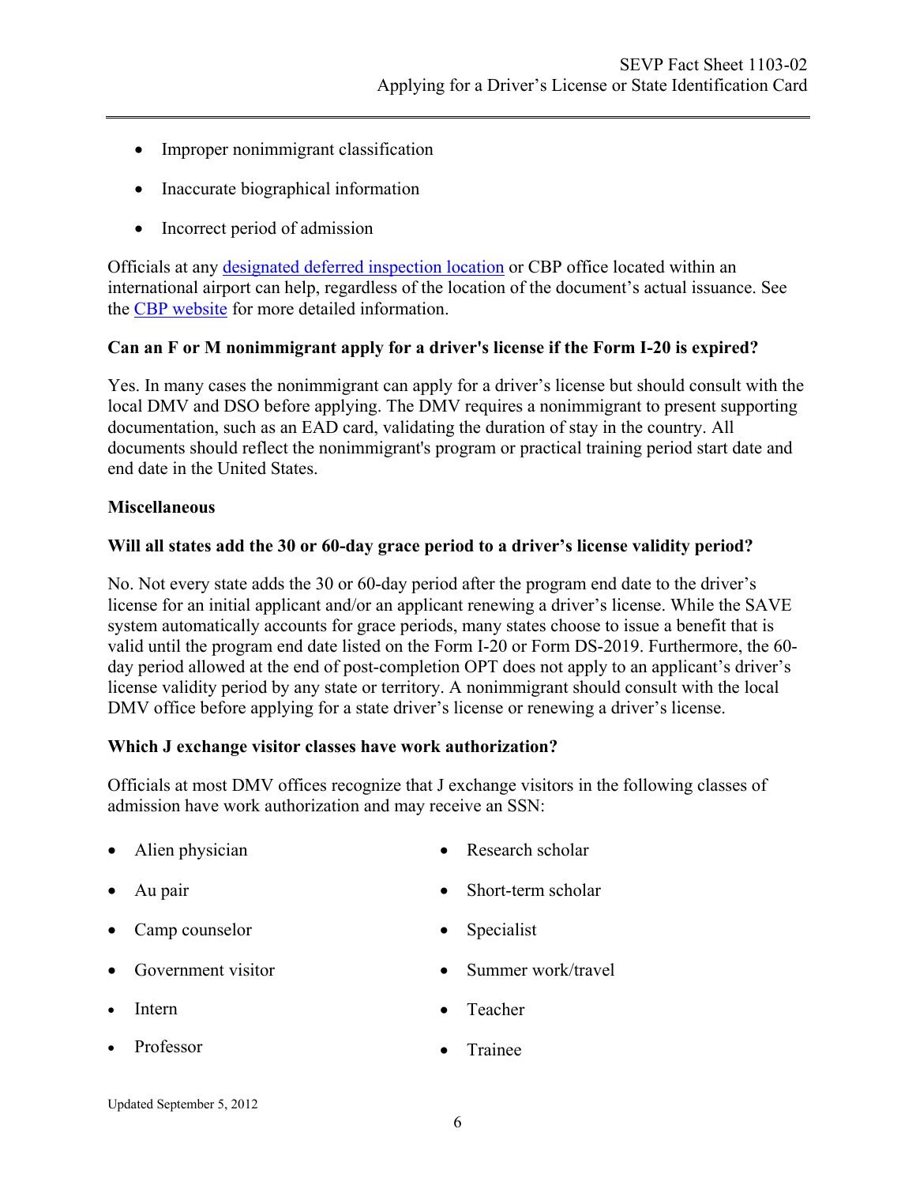- Improper nonimmigrant classification
- Inaccurate biographical information
- Incorrect period of admission

Officials at any [designated deferred inspection location]() or CBP office located within an international airport can help, regardless of the location of the document's actual issuance. See the [CBP website]() for more detailed information.

**Can an F or M nonimmigrant apply for a driver's license if the Form I-20 is expired?**

Yes. In many cases the nonimmigrant can apply for a driver's license but should consult with the local DMV and DSO before applying. The DMV requires a nonimmigrant to present supporting documentation, such as an EAD card, validating the duration of stay in the country. All documents should reflect the nonimmigrant's program or practical training period start date and end date in the United States.

**Miscellaneous**

**Will all states add the 30 or 60-day grace period to a driver's license validity period?**

No. Not every state adds the 30 or 60-day period after the program end date to the driver's license for an initial applicant and/or an applicant renewing a driver's license. While the SAVE system automatically accounts for grace periods, many states choose to issue a benefit that is valid until the program end date listed on the Form I-20 or Form DS-2019. Furthermore, the 60-day period allowed at the end of post-completion OPT does not apply to an applicant's driver's license validity period by any state or territory. A nonimmigrant should consult with the local DMV office before applying for a state driver's license or renewing a driver's license.

**Which J exchange visitor classes have work authorization?**

Officials at most DMV offices recognize that J exchange visitors in the following classes of admission have work authorization and may receive an SSN:

- Alien physician
- Au pair
- Camp counselor
- Government visitor
- Intern
- Professor
- Research scholar
- Short-term scholar
- Specialist
- Summer work/travel
- Teacher
- Trainee

Updated September 5, 2012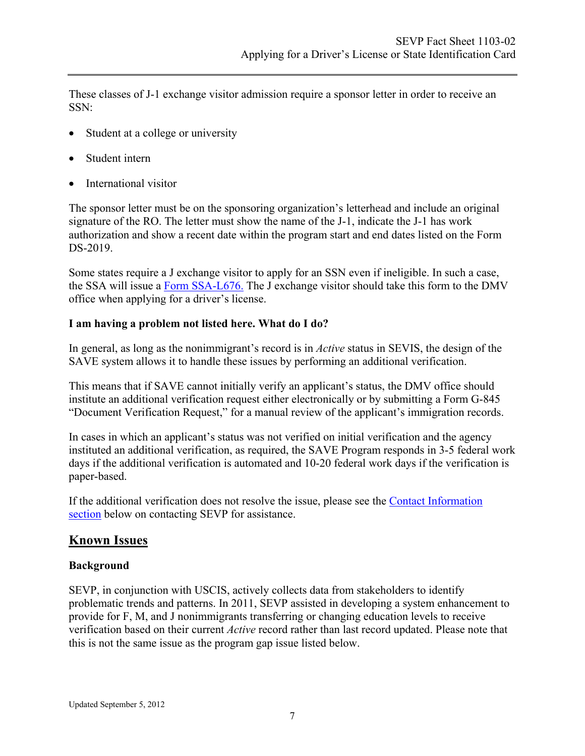These classes of J-1 exchange visitor admission require a sponsor letter in order to receive an SSN:

- Student at a college or university
- Student intern
- International visitor

The sponsor letter must be on the sponsoring organization's letterhead and include an original signature of the RO. The letter must show the name of the J-1, indicate the J-1 has work authorization and show a recent date within the program start and end dates listed on the Form DS-2019.

Some states require a J exchange visitor to apply for an SSN even if ineligible. In such a case, the SSA will issue a [Form SSA-L676.](#) The J exchange visitor should take this form to the DMV office when applying for a driver's license.

**I am having a problem not listed here. What do I do?**

In general, as long as the nonimmigrant's record is in *Active* status in SEVIS, the design of the SAVE system allows it to handle these issues by performing an additional verification.

This means that if SAVE cannot initially verify an applicant's status, the DMV office should institute an additional verification request either electronically or by submitting a Form G-845 "Document Verification Request," for a manual review of the applicant's immigration records.

In cases in which an applicant's status was not verified on initial verification and the agency instituted an additional verification, as required, the SAVE Program responds in 3-5 federal work days if the additional verification is automated and 10-20 federal work days if the verification is paper-based.

If the additional verification does not resolve the issue, please see the [Contact Information section](#) below on contacting SEVP for assistance.

## Known Issues

**Background**

SEVP, in conjunction with USCIS, actively collects data from stakeholders to identify problematic trends and patterns. In 2011, SEVP assisted in developing a system enhancement to provide for F, M, and J nonimmigrants transferring or changing education levels to receive verification based on their current *Active* record rather than last record updated. Please note that this is not the same issue as the program gap issue listed below.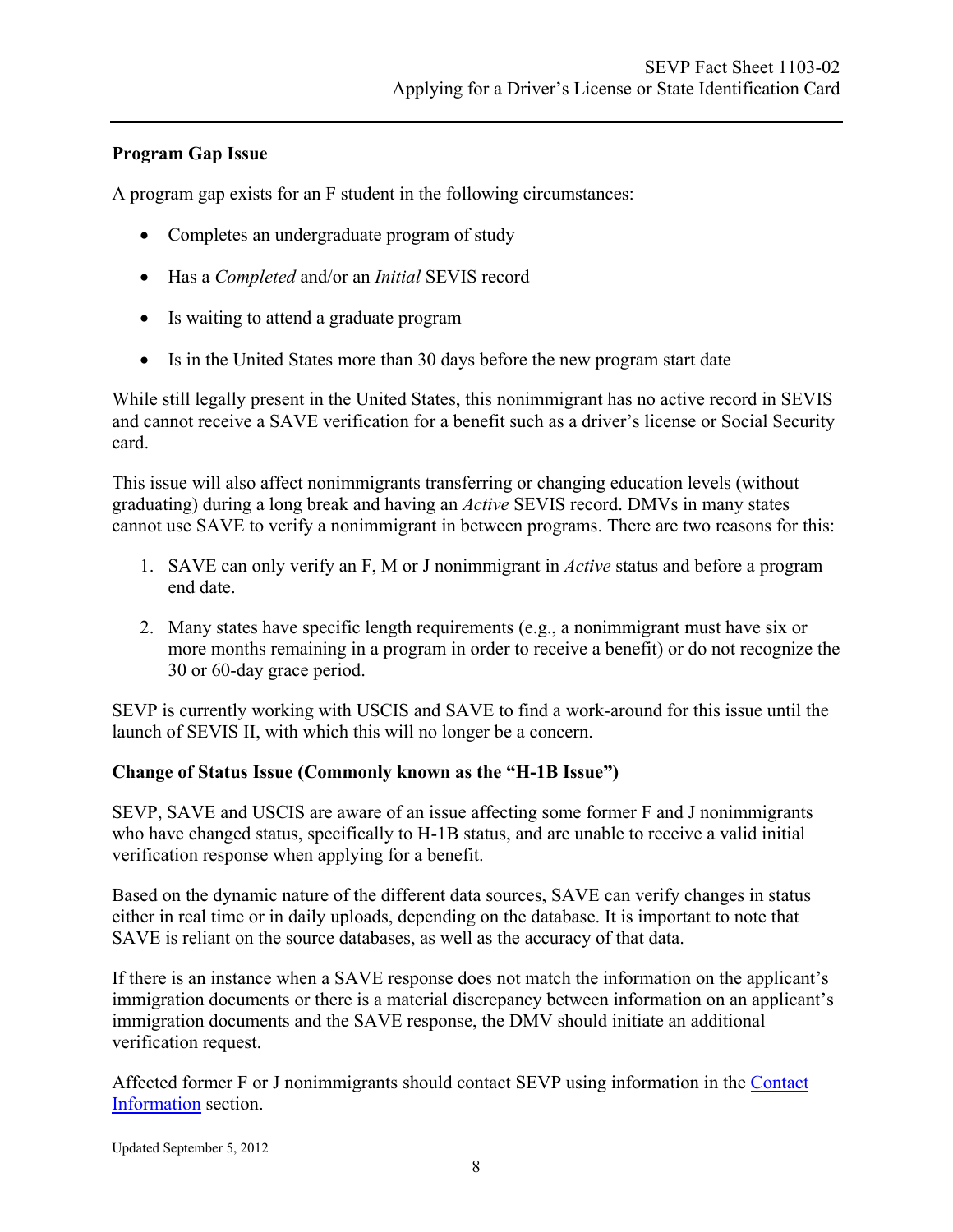## Program Gap Issue

A program gap exists for an F student in the following circumstances:

- Completes an undergraduate program of study
- Has a *Completed* and/or an *Initial* SEVIS record
- Is waiting to attend a graduate program
- Is in the United States more than 30 days before the new program start date

While still legally present in the United States, this nonimmigrant has no active record in SEVIS and cannot receive a SAVE verification for a benefit such as a driver's license or Social Security card.

This issue will also affect nonimmigrants transferring or changing education levels (without graduating) during a long break and having an *Active* SEVIS record. DMVs in many states cannot use SAVE to verify a nonimmigrant in between programs. There are two reasons for this:

1. SAVE can only verify an F, M or J nonimmigrant in *Active* status and before a program end date.
2. Many states have specific length requirements (e.g., a nonimmigrant must have six or more months remaining in a program in order to receive a benefit) or do not recognize the 30 or 60-day grace period.

SEVP is currently working with USCIS and SAVE to find a work-around for this issue until the launch of SEVIS II, with which this will no longer be a concern.

## Change of Status Issue (Commonly known as the "H-1B Issue")

SEVP, SAVE and USCIS are aware of an issue affecting some former F and J nonimmigrants who have changed status, specifically to H-1B status, and are unable to receive a valid initial verification response when applying for a benefit.

Based on the dynamic nature of the different data sources, SAVE can verify changes in status either in real time or in daily uploads, depending on the database. It is important to note that SAVE is reliant on the source databases, as well as the accuracy of that data.

If there is an instance when a SAVE response does not match the information on the applicant's immigration documents or there is a material discrepancy between information on an applicant's immigration documents and the SAVE response, the DMV should initiate an additional verification request.

Affected former F or J nonimmigrants should contact SEVP using information in the Contact Information section.

Updated September 5, 2012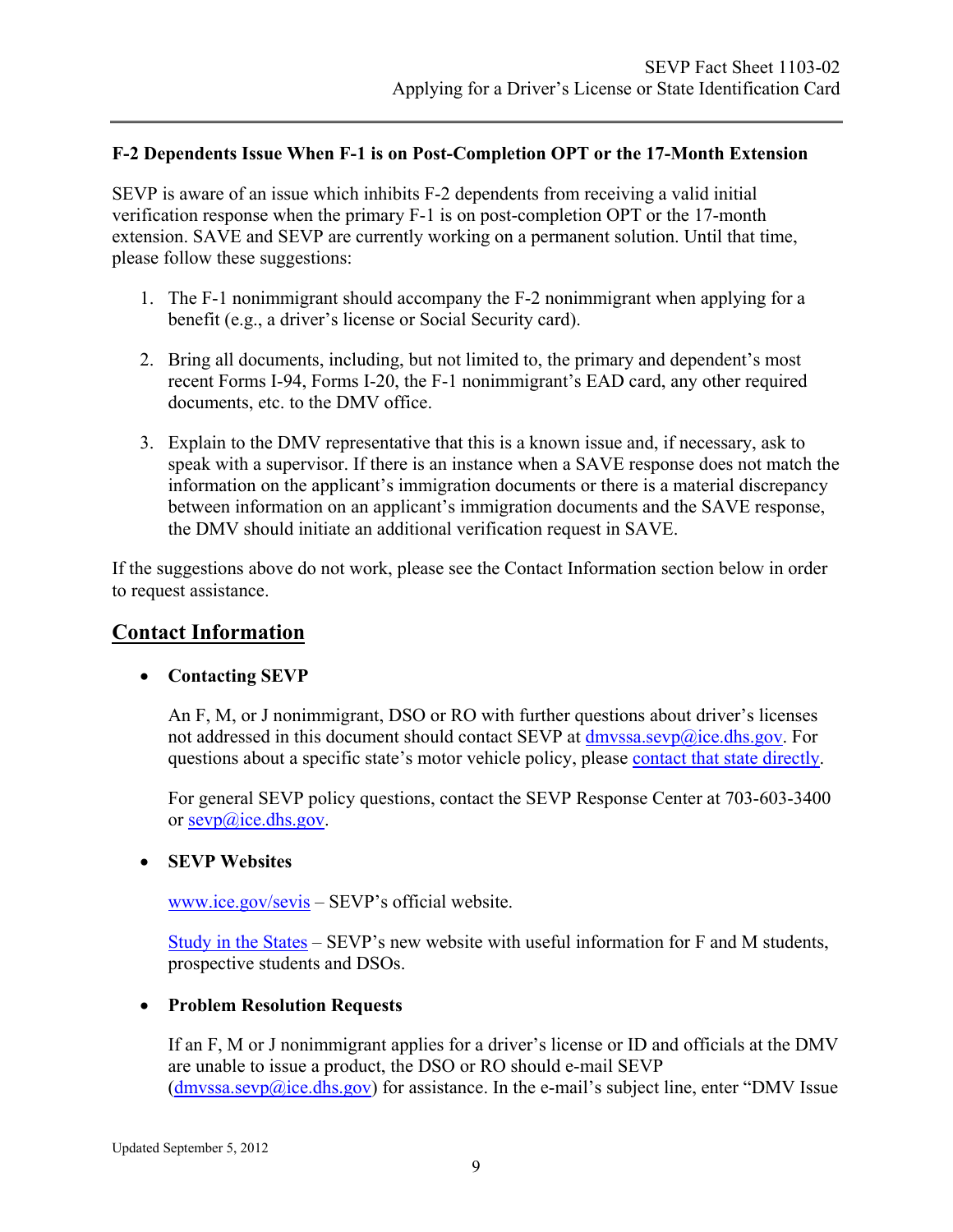**F-2 Dependents Issue When F-1 is on Post-Completion OPT or the 17-Month Extension**

SEVP is aware of an issue which inhibits F-2 dependents from receiving a valid initial verification response when the primary F-1 is on post-completion OPT or the 17-month extension. SAVE and SEVP are currently working on a permanent solution. Until that time, please follow these suggestions:

1. The F-1 nonimmigrant should accompany the F-2 nonimmigrant when applying for a benefit (e.g., a driver's license or Social Security card).

2. Bring all documents, including, but not limited to, the primary and dependent's most recent Forms I-94, Forms I-20, the F-1 nonimmigrant's EAD card, any other required documents, etc. to the DMV office.

3. Explain to the DMV representative that this is a known issue and, if necessary, ask to speak with a supervisor. If there is an instance when a SAVE response does not match the information on the applicant's immigration documents or there is a material discrepancy between information on an applicant's immigration documents and the SAVE response, the DMV should initiate an additional verification request in SAVE.

If the suggestions above do not work, please see the Contact Information section below in order to request assistance.

## Contact Information

- **Contacting SEVP**

  An F, M, or J nonimmigrant, DSO or RO with further questions about driver's licenses not addressed in this document should contact SEVP at dmvssa.sevp@ice.dhs.gov. For questions about a specific state's motor vehicle policy, please contact that state directly.

  For general SEVP policy questions, contact the SEVP Response Center at 703-603-3400 or sevp@ice.dhs.gov.

- **SEVP Websites**

  www.ice.gov/sevis – SEVP's official website.

  Study in the States – SEVP's new website with useful information for F and M students, prospective students and DSOs.

- **Problem Resolution Requests**

  If an F, M or J nonimmigrant applies for a driver's license or ID and officials at the DMV are unable to issue a product, the DSO or RO should e-mail SEVP (dmvssa.sevp@ice.dhs.gov) for assistance. In the e-mail's subject line, enter "DMV Issue

Updated September 5, 2012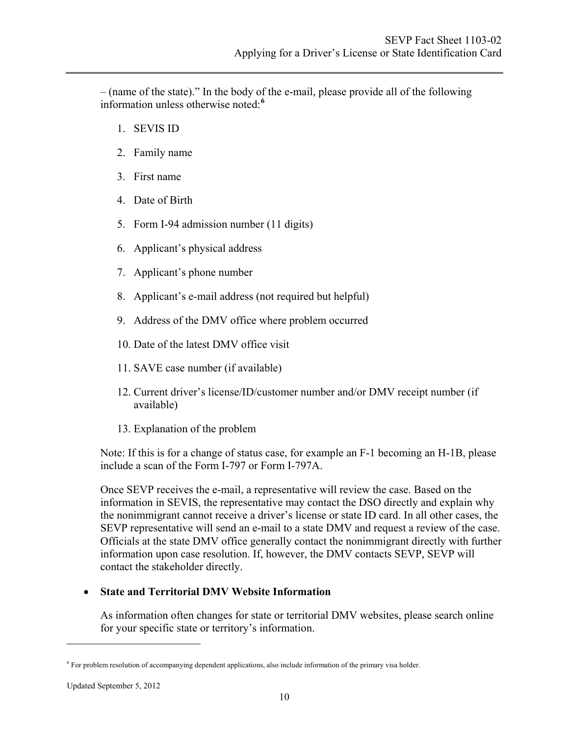– (name of the state).” In the body of the e-mail, please provide all of the following information unless otherwise noted:[6]

1. SEVIS ID
2. Family name
3. First name
4. Date of Birth
5. Form I-94 admission number (11 digits)
6. Applicant’s physical address
7. Applicant’s phone number
8. Applicant’s e-mail address (not required but helpful)
9. Address of the DMV office where problem occurred
10. Date of the latest DMV office visit
11. SAVE case number (if available)
12. Current driver’s license/ID/customer number and/or DMV receipt number (if available)
13. Explanation of the problem

Note: If this is for a change of status case, for example an F-1 becoming an H-1B, please include a scan of the Form I-797 or Form I-797A.

Once SEVP receives the e-mail, a representative will review the case. Based on the information in SEVIS, the representative may contact the DSO directly and explain why the nonimmigrant cannot receive a driver’s license or state ID card. In all other cases, the SEVP representative will send an e-mail to a state DMV and request a review of the case. Officials at the state DMV office generally contact the nonimmigrant directly with further information upon case resolution. If, however, the DMV contacts SEVP, SEVP will contact the stakeholder directly.

- **State and Territorial DMV Website Information**

  As information often changes for state or territorial DMV websites, please search online for your specific state or territory’s information.

[6] For problem resolution of accompanying dependent applications, also include information of the primary visa holder.

Updated September 5, 2012